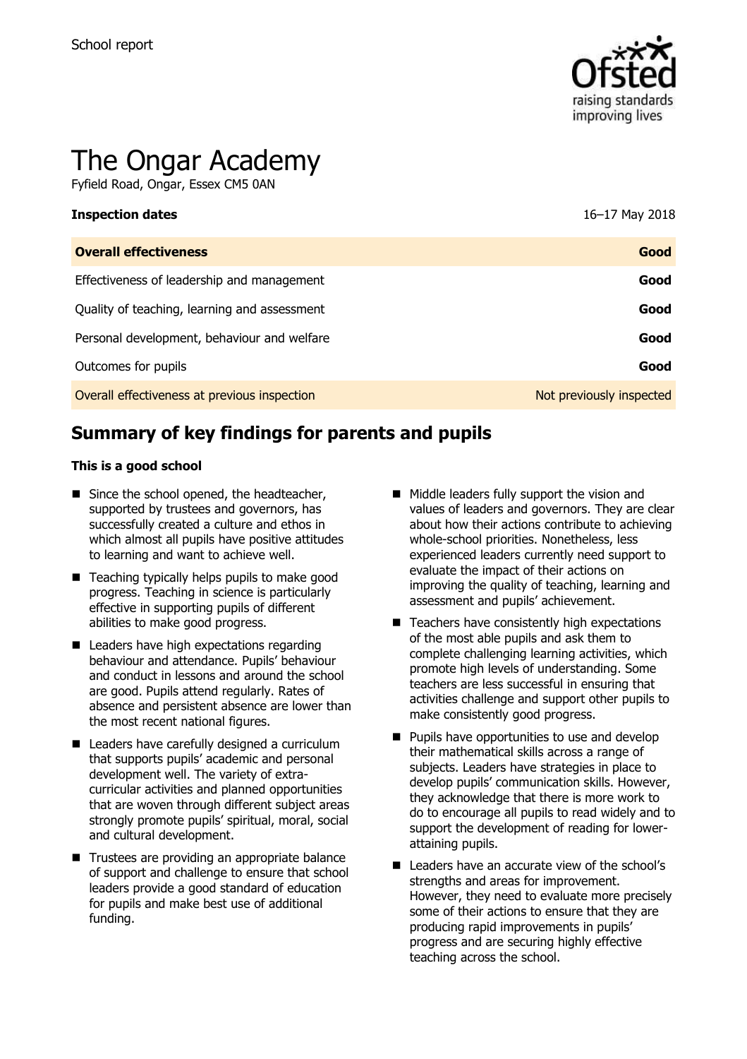School report

# The Ongar Academy

Fyfield Road, Ongar, Essex CM5 0AN

| **Inspection dates** | 16–17 May 2018 |
| --- | --- |
| **Overall effectiveness** | **Good** |
| Effectiveness of leadership and management | **Good** |
| Quality of teaching, learning and assessment | **Good** |
| Personal development, behaviour and welfare | **Good** |
| Outcomes for pupils | **Good** |
| Overall effectiveness at previous inspection | Not previously inspected |

## Summary of key findings for parents and pupils

**This is a good school**

- Since the school opened, the headteacher, supported by trustees and governors, has successfully created a culture and ethos in which almost all pupils have positive attitudes to learning and want to achieve well.
- Teaching typically helps pupils to make good progress. Teaching in science is particularly effective in supporting pupils of different abilities to make good progress.
- Leaders have high expectations regarding behaviour and attendance. Pupils' behaviour and conduct in lessons and around the school are good. Pupils attend regularly. Rates of absence and persistent absence are lower than the most recent national figures.
- Leaders have carefully designed a curriculum that supports pupils' academic and personal development well. The variety of extra-curricular activities and planned opportunities that are woven through different subject areas strongly promote pupils' spiritual, moral, social and cultural development.
- Trustees are providing an appropriate balance of support and challenge to ensure that school leaders provide a good standard of education for pupils and make best use of additional funding.
- Middle leaders fully support the vision and values of leaders and governors. They are clear about how their actions contribute to achieving whole-school priorities. Nonetheless, less experienced leaders currently need support to evaluate the impact of their actions on improving the quality of teaching, learning and assessment and pupils' achievement.
- Teachers have consistently high expectations of the most able pupils and ask them to complete challenging learning activities, which promote high levels of understanding. Some teachers are less successful in ensuring that activities challenge and support other pupils to make consistently good progress.
- Pupils have opportunities to use and develop their mathematical skills across a range of subjects. Leaders have strategies in place to develop pupils' communication skills. However, they acknowledge that there is more work to do to encourage all pupils to read widely and to support the development of reading for lower-attaining pupils.
- Leaders have an accurate view of the school's strengths and areas for improvement. However, they need to evaluate more precisely some of their actions to ensure that they are producing rapid improvements in pupils' progress and are securing highly effective teaching across the school.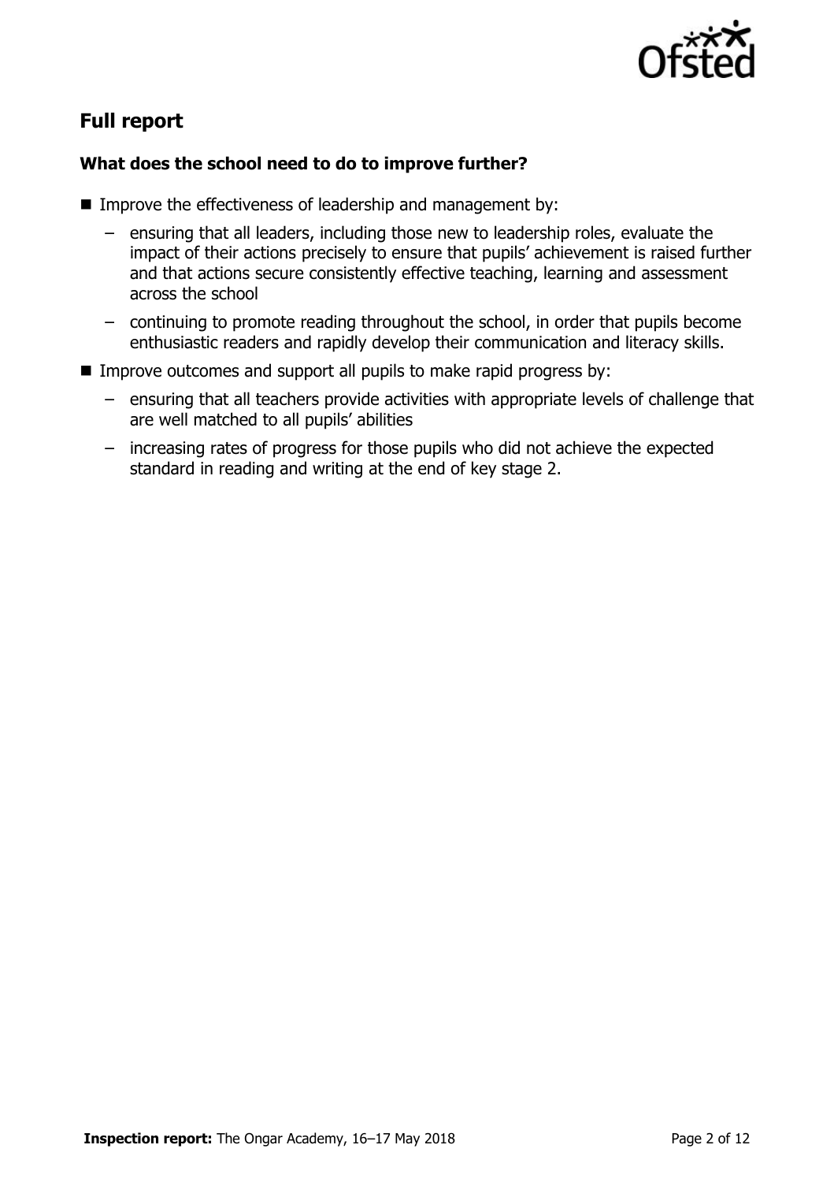## Full report

### What does the school need to do to improve further?

- Improve the effectiveness of leadership and management by:
  - ensuring that all leaders, including those new to leadership roles, evaluate the impact of their actions precisely to ensure that pupils' achievement is raised further and that actions secure consistently effective teaching, learning and assessment across the school
  - continuing to promote reading throughout the school, in order that pupils become enthusiastic readers and rapidly develop their communication and literacy skills.
- Improve outcomes and support all pupils to make rapid progress by:
  - ensuring that all teachers provide activities with appropriate levels of challenge that are well matched to all pupils' abilities
  - increasing rates of progress for those pupils who did not achieve the expected standard in reading and writing at the end of key stage 2.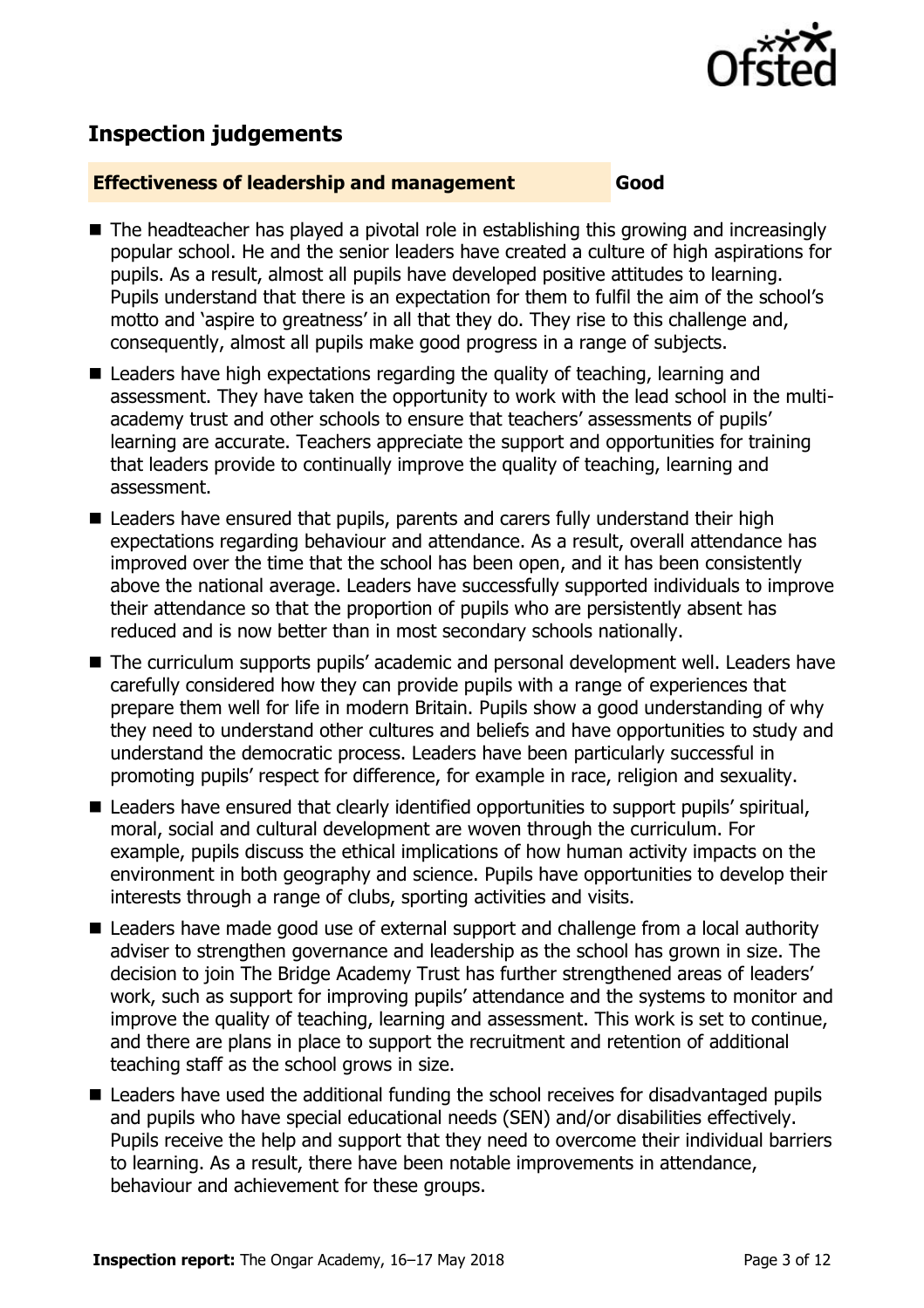## Inspection judgements

**Effectiveness of leadership and management** **Good**

- The headteacher has played a pivotal role in establishing this growing and increasingly popular school. He and the senior leaders have created a culture of high aspirations for pupils. As a result, almost all pupils have developed positive attitudes to learning. Pupils understand that there is an expectation for them to fulfil the aim of the school's motto and 'aspire to greatness' in all that they do. They rise to this challenge and, consequently, almost all pupils make good progress in a range of subjects.
- Leaders have high expectations regarding the quality of teaching, learning and assessment. They have taken the opportunity to work with the lead school in the multi-academy trust and other schools to ensure that teachers' assessments of pupils' learning are accurate. Teachers appreciate the support and opportunities for training that leaders provide to continually improve the quality of teaching, learning and assessment.
- Leaders have ensured that pupils, parents and carers fully understand their high expectations regarding behaviour and attendance. As a result, overall attendance has improved over the time that the school has been open, and it has been consistently above the national average. Leaders have successfully supported individuals to improve their attendance so that the proportion of pupils who are persistently absent has reduced and is now better than in most secondary schools nationally.
- The curriculum supports pupils' academic and personal development well. Leaders have carefully considered how they can provide pupils with a range of experiences that prepare them well for life in modern Britain. Pupils show a good understanding of why they need to understand other cultures and beliefs and have opportunities to study and understand the democratic process. Leaders have been particularly successful in promoting pupils' respect for difference, for example in race, religion and sexuality.
- Leaders have ensured that clearly identified opportunities to support pupils' spiritual, moral, social and cultural development are woven through the curriculum. For example, pupils discuss the ethical implications of how human activity impacts on the environment in both geography and science. Pupils have opportunities to develop their interests through a range of clubs, sporting activities and visits.
- Leaders have made good use of external support and challenge from a local authority adviser to strengthen governance and leadership as the school has grown in size. The decision to join The Bridge Academy Trust has further strengthened areas of leaders' work, such as support for improving pupils' attendance and the systems to monitor and improve the quality of teaching, learning and assessment. This work is set to continue, and there are plans in place to support the recruitment and retention of additional teaching staff as the school grows in size.
- Leaders have used the additional funding the school receives for disadvantaged pupils and pupils who have special educational needs (SEN) and/or disabilities effectively. Pupils receive the help and support that they need to overcome their individual barriers to learning. As a result, there have been notable improvements in attendance, behaviour and achievement for these groups.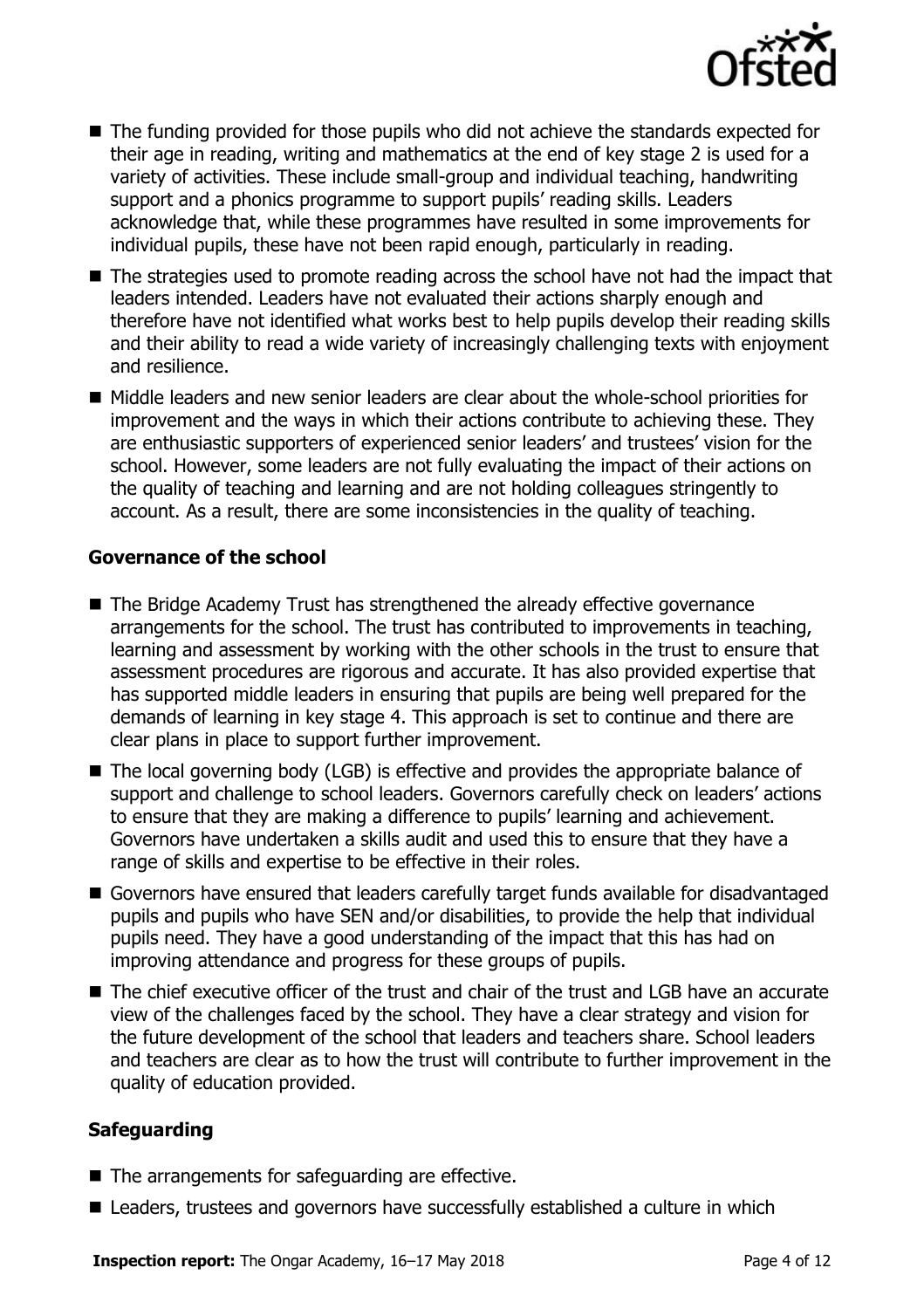- The funding provided for those pupils who did not achieve the standards expected for their age in reading, writing and mathematics at the end of key stage 2 is used for a variety of activities. These include small-group and individual teaching, handwriting support and a phonics programme to support pupils' reading skills. Leaders acknowledge that, while these programmes have resulted in some improvements for individual pupils, these have not been rapid enough, particularly in reading.
- The strategies used to promote reading across the school have not had the impact that leaders intended. Leaders have not evaluated their actions sharply enough and therefore have not identified what works best to help pupils develop their reading skills and their ability to read a wide variety of increasingly challenging texts with enjoyment and resilience.
- Middle leaders and new senior leaders are clear about the whole-school priorities for improvement and the ways in which their actions contribute to achieving these. They are enthusiastic supporters of experienced senior leaders' and trustees' vision for the school. However, some leaders are not fully evaluating the impact of their actions on the quality of teaching and learning and are not holding colleagues stringently to account. As a result, there are some inconsistencies in the quality of teaching.

### Governance of the school

- The Bridge Academy Trust has strengthened the already effective governance arrangements for the school. The trust has contributed to improvements in teaching, learning and assessment by working with the other schools in the trust to ensure that assessment procedures are rigorous and accurate. It has also provided expertise that has supported middle leaders in ensuring that pupils are being well prepared for the demands of learning in key stage 4. This approach is set to continue and there are clear plans in place to support further improvement.
- The local governing body (LGB) is effective and provides the appropriate balance of support and challenge to school leaders. Governors carefully check on leaders' actions to ensure that they are making a difference to pupils' learning and achievement. Governors have undertaken a skills audit and used this to ensure that they have a range of skills and expertise to be effective in their roles.
- Governors have ensured that leaders carefully target funds available for disadvantaged pupils and pupils who have SEN and/or disabilities, to provide the help that individual pupils need. They have a good understanding of the impact that this has had on improving attendance and progress for these groups of pupils.
- The chief executive officer of the trust and chair of the trust and LGB have an accurate view of the challenges faced by the school. They have a clear strategy and vision for the future development of the school that leaders and teachers share. School leaders and teachers are clear as to how the trust will contribute to further improvement in the quality of education provided.

### Safeguarding

- The arrangements for safeguarding are effective.
- Leaders, trustees and governors have successfully established a culture in which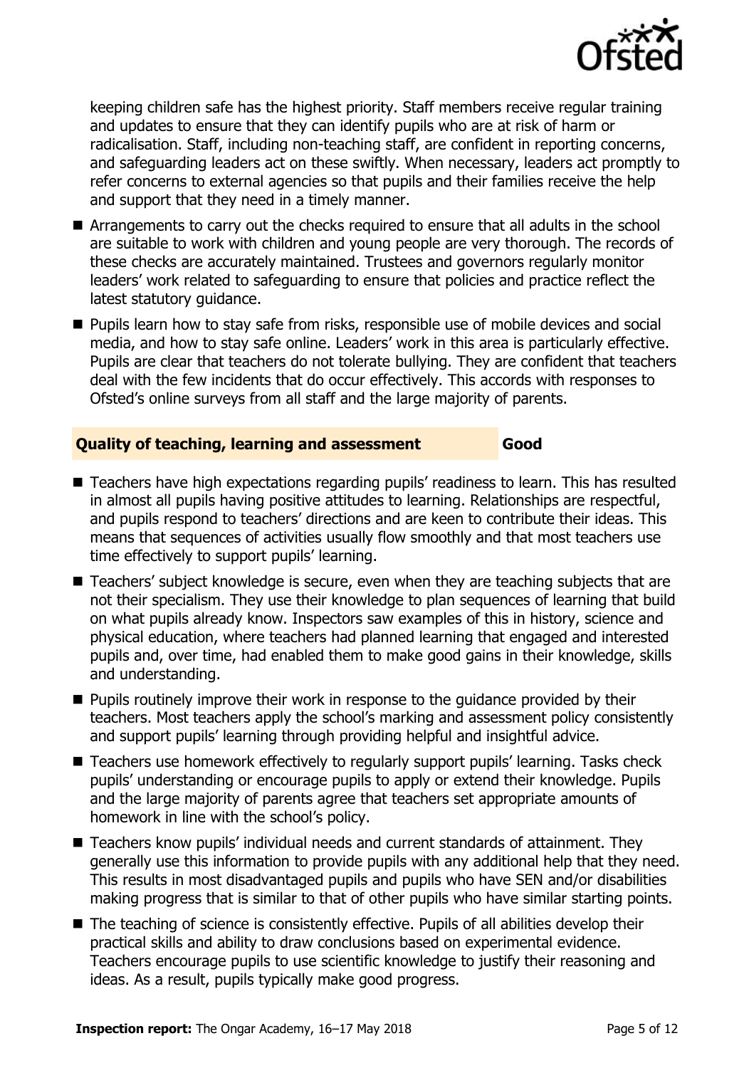keeping children safe has the highest priority. Staff members receive regular training and updates to ensure that they can identify pupils who are at risk of harm or radicalisation. Staff, including non-teaching staff, are confident in reporting concerns, and safeguarding leaders act on these swiftly. When necessary, leaders act promptly to refer concerns to external agencies so that pupils and their families receive the help and support that they need in a timely manner.

- Arrangements to carry out the checks required to ensure that all adults in the school are suitable to work with children and young people are very thorough. The records of these checks are accurately maintained. Trustees and governors regularly monitor leaders' work related to safeguarding to ensure that policies and practice reflect the latest statutory guidance.
- Pupils learn how to stay safe from risks, responsible use of mobile devices and social media, and how to stay safe online. Leaders' work in this area is particularly effective. Pupils are clear that teachers do not tolerate bullying. They are confident that teachers deal with the few incidents that do occur effectively. This accords with responses to Ofsted's online surveys from all staff and the large majority of parents.

## Quality of teaching, learning and assessment — Good

- Teachers have high expectations regarding pupils' readiness to learn. This has resulted in almost all pupils having positive attitudes to learning. Relationships are respectful, and pupils respond to teachers' directions and are keen to contribute their ideas. This means that sequences of activities usually flow smoothly and that most teachers use time effectively to support pupils' learning.
- Teachers' subject knowledge is secure, even when they are teaching subjects that are not their specialism. They use their knowledge to plan sequences of learning that build on what pupils already know. Inspectors saw examples of this in history, science and physical education, where teachers had planned learning that engaged and interested pupils and, over time, had enabled them to make good gains in their knowledge, skills and understanding.
- Pupils routinely improve their work in response to the guidance provided by their teachers. Most teachers apply the school's marking and assessment policy consistently and support pupils' learning through providing helpful and insightful advice.
- Teachers use homework effectively to regularly support pupils' learning. Tasks check pupils' understanding or encourage pupils to apply or extend their knowledge. Pupils and the large majority of parents agree that teachers set appropriate amounts of homework in line with the school's policy.
- Teachers know pupils' individual needs and current standards of attainment. They generally use this information to provide pupils with any additional help that they need. This results in most disadvantaged pupils and pupils who have SEN and/or disabilities making progress that is similar to that of other pupils who have similar starting points.
- The teaching of science is consistently effective. Pupils of all abilities develop their practical skills and ability to draw conclusions based on experimental evidence. Teachers encourage pupils to use scientific knowledge to justify their reasoning and ideas. As a result, pupils typically make good progress.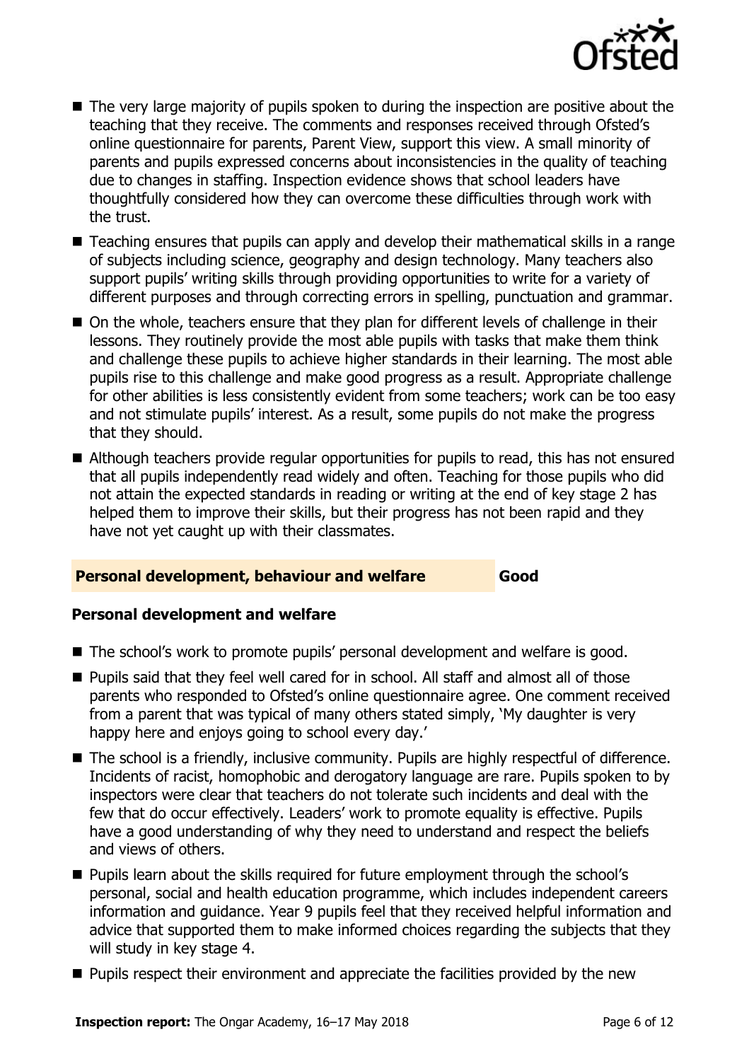- The very large majority of pupils spoken to during the inspection are positive about the teaching that they receive. The comments and responses received through Ofsted's online questionnaire for parents, Parent View, support this view. A small minority of parents and pupils expressed concerns about inconsistencies in the quality of teaching due to changes in staffing. Inspection evidence shows that school leaders have thoughtfully considered how they can overcome these difficulties through work with the trust.
- Teaching ensures that pupils can apply and develop their mathematical skills in a range of subjects including science, geography and design technology. Many teachers also support pupils' writing skills through providing opportunities to write for a variety of different purposes and through correcting errors in spelling, punctuation and grammar.
- On the whole, teachers ensure that they plan for different levels of challenge in their lessons. They routinely provide the most able pupils with tasks that make them think and challenge these pupils to achieve higher standards in their learning. The most able pupils rise to this challenge and make good progress as a result. Appropriate challenge for other abilities is less consistently evident from some teachers; work can be too easy and not stimulate pupils' interest. As a result, some pupils do not make the progress that they should.
- Although teachers provide regular opportunities for pupils to read, this has not ensured that all pupils independently read widely and often. Teaching for those pupils who did not attain the expected standards in reading or writing at the end of key stage 2 has helped them to improve their skills, but their progress has not been rapid and they have not yet caught up with their classmates.

## Personal development, behaviour and welfare — Good

### Personal development and welfare

- The school's work to promote pupils' personal development and welfare is good.
- Pupils said that they feel well cared for in school. All staff and almost all of those parents who responded to Ofsted's online questionnaire agree. One comment received from a parent that was typical of many others stated simply, 'My daughter is very happy here and enjoys going to school every day.'
- The school is a friendly, inclusive community. Pupils are highly respectful of difference. Incidents of racist, homophobic and derogatory language are rare. Pupils spoken to by inspectors were clear that teachers do not tolerate such incidents and deal with the few that do occur effectively. Leaders' work to promote equality is effective. Pupils have a good understanding of why they need to understand and respect the beliefs and views of others.
- Pupils learn about the skills required for future employment through the school's personal, social and health education programme, which includes independent careers information and guidance. Year 9 pupils feel that they received helpful information and advice that supported them to make informed choices regarding the subjects that they will study in key stage 4.
- Pupils respect their environment and appreciate the facilities provided by the new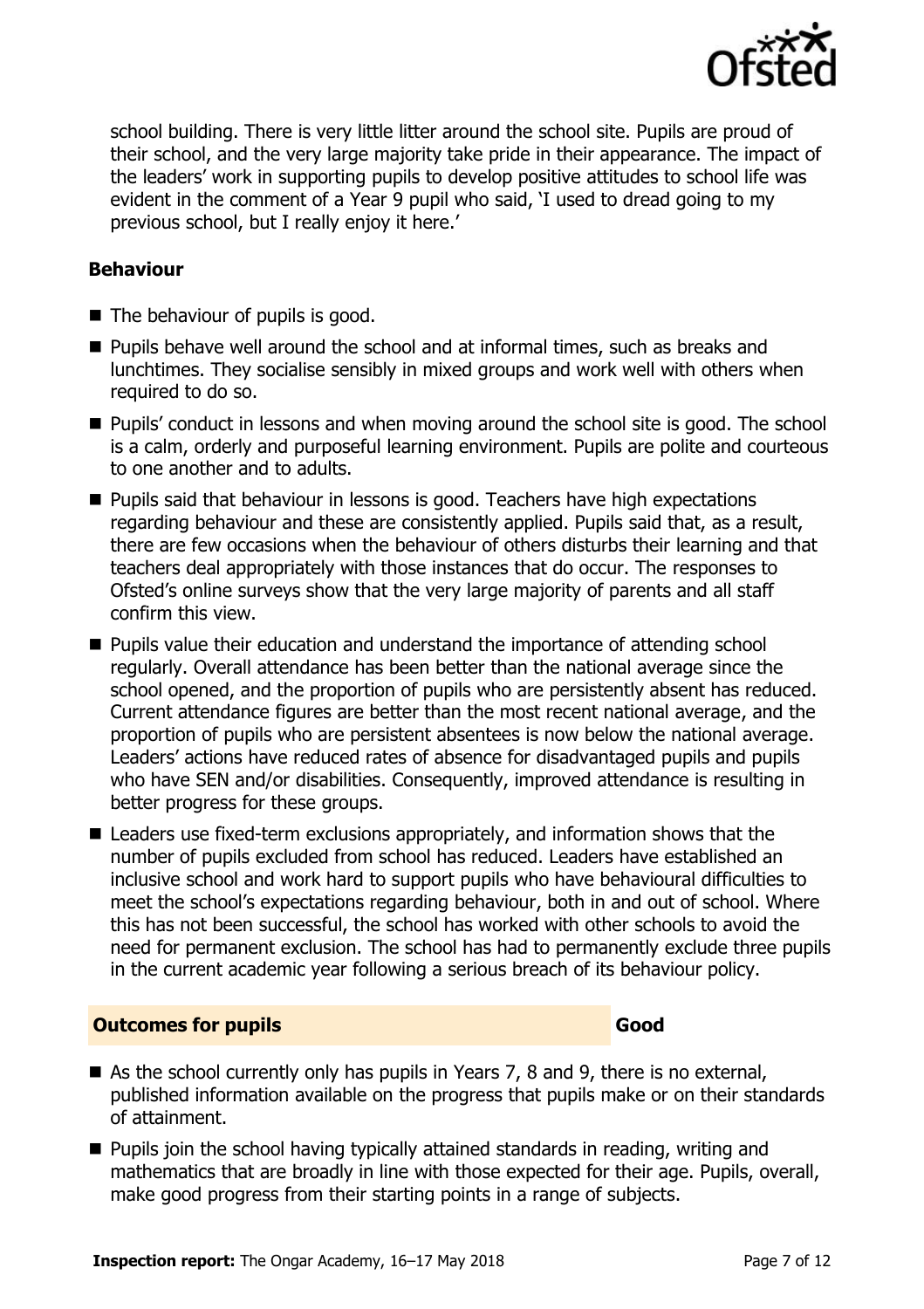school building. There is very little litter around the school site. Pupils are proud of their school, and the very large majority take pride in their appearance. The impact of the leaders' work in supporting pupils to develop positive attitudes to school life was evident in the comment of a Year 9 pupil who said, 'I used to dread going to my previous school, but I really enjoy it here.'

### Behaviour

- The behaviour of pupils is good.
- Pupils behave well around the school and at informal times, such as breaks and lunchtimes. They socialise sensibly in mixed groups and work well with others when required to do so.
- Pupils' conduct in lessons and when moving around the school site is good. The school is a calm, orderly and purposeful learning environment. Pupils are polite and courteous to one another and to adults.
- Pupils said that behaviour in lessons is good. Teachers have high expectations regarding behaviour and these are consistently applied. Pupils said that, as a result, there are few occasions when the behaviour of others disturbs their learning and that teachers deal appropriately with those instances that do occur. The responses to Ofsted's online surveys show that the very large majority of parents and all staff confirm this view.
- Pupils value their education and understand the importance of attending school regularly. Overall attendance has been better than the national average since the school opened, and the proportion of pupils who are persistently absent has reduced. Current attendance figures are better than the most recent national average, and the proportion of pupils who are persistent absentees is now below the national average. Leaders' actions have reduced rates of absence for disadvantaged pupils and pupils who have SEN and/or disabilities. Consequently, improved attendance is resulting in better progress for these groups.
- Leaders use fixed-term exclusions appropriately, and information shows that the number of pupils excluded from school has reduced. Leaders have established an inclusive school and work hard to support pupils who have behavioural difficulties to meet the school's expectations regarding behaviour, both in and out of school. Where this has not been successful, the school has worked with other schools to avoid the need for permanent exclusion. The school has had to permanently exclude three pupils in the current academic year following a serious breach of its behaviour policy.

## Outcomes for pupils — Good

- As the school currently only has pupils in Years 7, 8 and 9, there is no external, published information available on the progress that pupils make or on their standards of attainment.
- Pupils join the school having typically attained standards in reading, writing and mathematics that are broadly in line with those expected for their age. Pupils, overall, make good progress from their starting points in a range of subjects.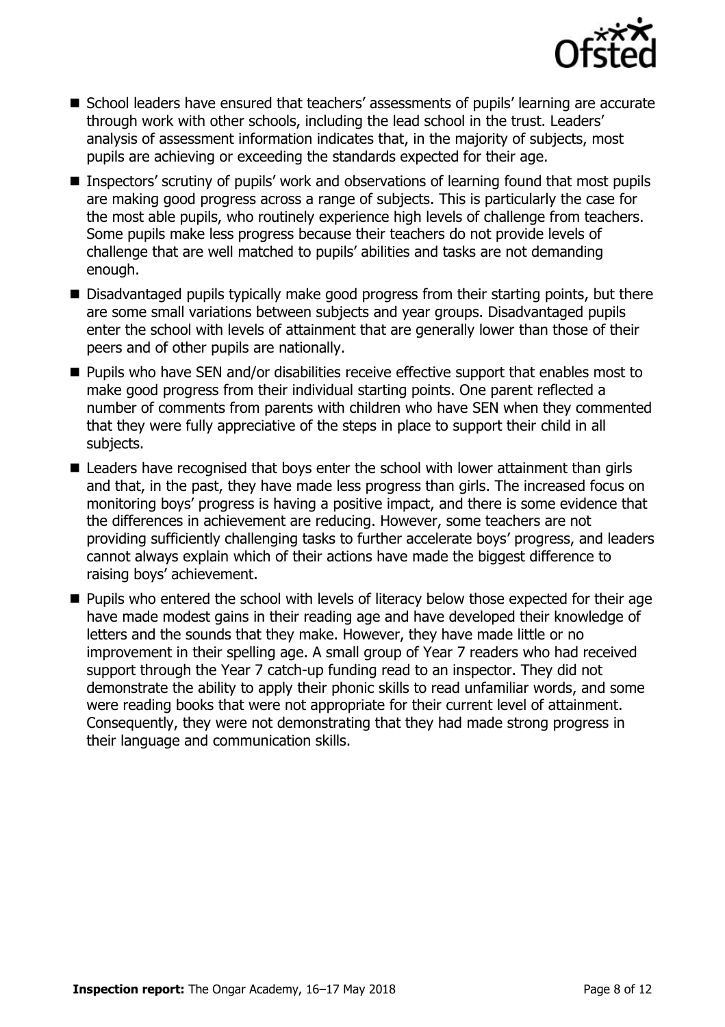- School leaders have ensured that teachers' assessments of pupils' learning are accurate through work with other schools, including the lead school in the trust. Leaders' analysis of assessment information indicates that, in the majority of subjects, most pupils are achieving or exceeding the standards expected for their age.
- Inspectors' scrutiny of pupils' work and observations of learning found that most pupils are making good progress across a range of subjects. This is particularly the case for the most able pupils, who routinely experience high levels of challenge from teachers. Some pupils make less progress because their teachers do not provide levels of challenge that are well matched to pupils' abilities and tasks are not demanding enough.
- Disadvantaged pupils typically make good progress from their starting points, but there are some small variations between subjects and year groups. Disadvantaged pupils enter the school with levels of attainment that are generally lower than those of their peers and of other pupils are nationally.
- Pupils who have SEN and/or disabilities receive effective support that enables most to make good progress from their individual starting points. One parent reflected a number of comments from parents with children who have SEN when they commented that they were fully appreciative of the steps in place to support their child in all subjects.
- Leaders have recognised that boys enter the school with lower attainment than girls and that, in the past, they have made less progress than girls. The increased focus on monitoring boys' progress is having a positive impact, and there is some evidence that the differences in achievement are reducing. However, some teachers are not providing sufficiently challenging tasks to further accelerate boys' progress, and leaders cannot always explain which of their actions have made the biggest difference to raising boys' achievement.
- Pupils who entered the school with levels of literacy below those expected for their age have made modest gains in their reading age and have developed their knowledge of letters and the sounds that they make. However, they have made little or no improvement in their spelling age. A small group of Year 7 readers who had received support through the Year 7 catch-up funding read to an inspector. They did not demonstrate the ability to apply their phonic skills to read unfamiliar words, and some were reading books that were not appropriate for their current level of attainment. Consequently, they were not demonstrating that they had made strong progress in their language and communication skills.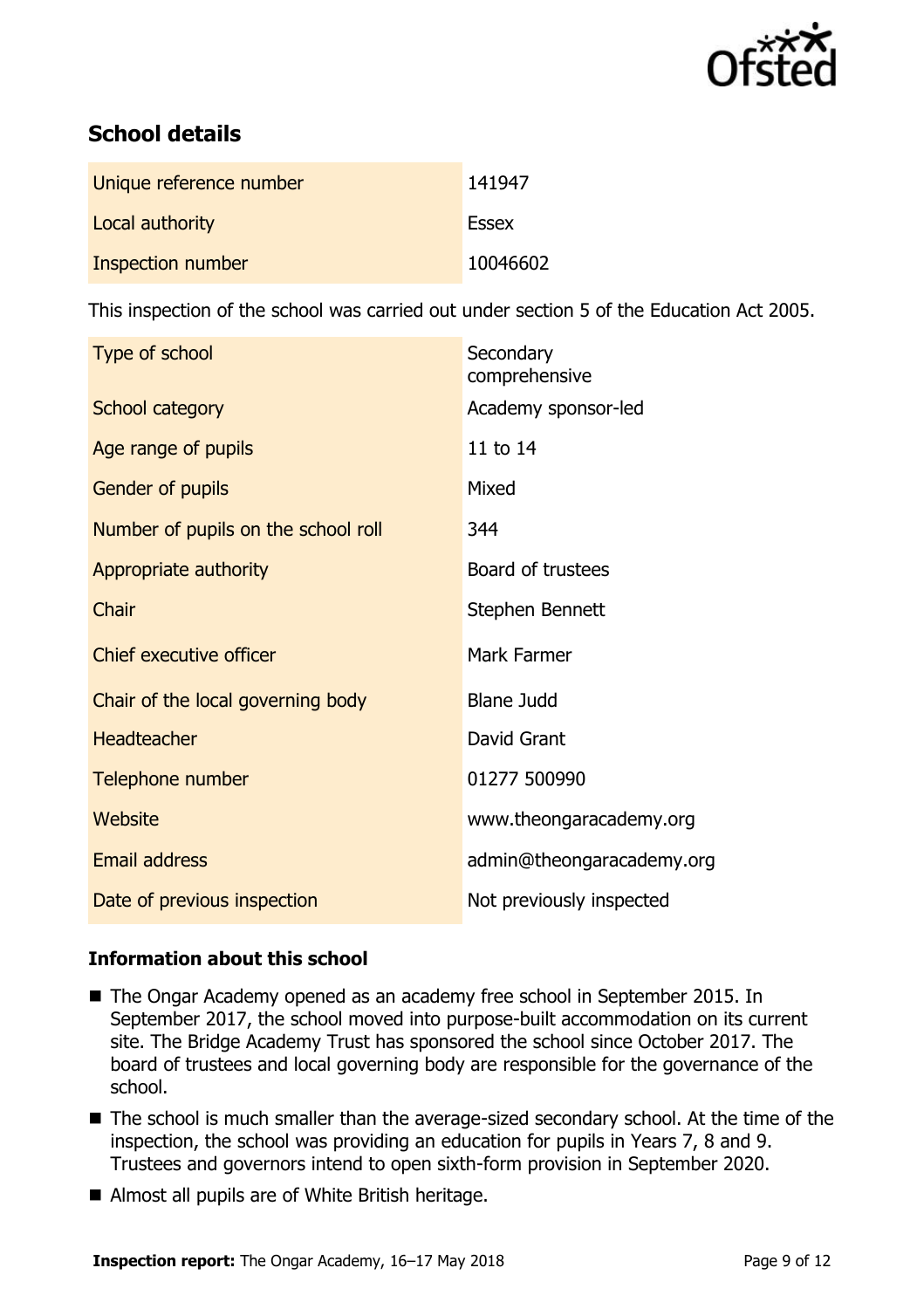## School details

| | |
|---|---|
| Unique reference number | 141947 |
| Local authority | Essex |
| Inspection number | 10046602 |

This inspection of the school was carried out under section 5 of the Education Act 2005.

| | |
|---|---|
| Type of school | Secondary comprehensive |
| School category | Academy sponsor-led |
| Age range of pupils | 11 to 14 |
| Gender of pupils | Mixed |
| Number of pupils on the school roll | 344 |
| Appropriate authority | Board of trustees |
| Chair | Stephen Bennett |
| Chief executive officer | Mark Farmer |
| Chair of the local governing body | Blane Judd |
| Headteacher | David Grant |
| Telephone number | 01277 500990 |
| Website | www.theongaracademy.org |
| Email address | admin@theongaracademy.org |
| Date of previous inspection | Not previously inspected |

### Information about this school

- The Ongar Academy opened as an academy free school in September 2015. In September 2017, the school moved into purpose-built accommodation on its current site. The Bridge Academy Trust has sponsored the school since October 2017. The board of trustees and local governing body are responsible for the governance of the school.
- The school is much smaller than the average-sized secondary school. At the time of the inspection, the school was providing an education for pupils in Years 7, 8 and 9. Trustees and governors intend to open sixth-form provision in September 2020.
- Almost all pupils are of White British heritage.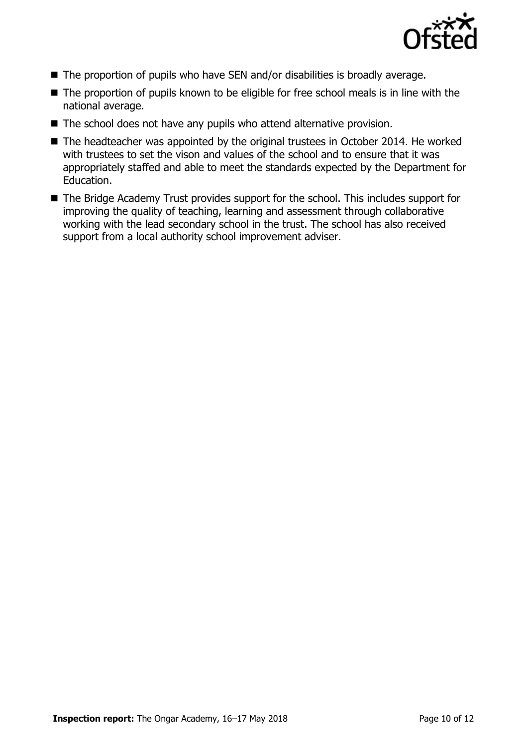- The proportion of pupils who have SEN and/or disabilities is broadly average.
- The proportion of pupils known to be eligible for free school meals is in line with the national average.
- The school does not have any pupils who attend alternative provision.
- The headteacher was appointed by the original trustees in October 2014. He worked with trustees to set the vison and values of the school and to ensure that it was appropriately staffed and able to meet the standards expected by the Department for Education.
- The Bridge Academy Trust provides support for the school. This includes support for improving the quality of teaching, learning and assessment through collaborative working with the lead secondary school in the trust. The school has also received support from a local authority school improvement adviser.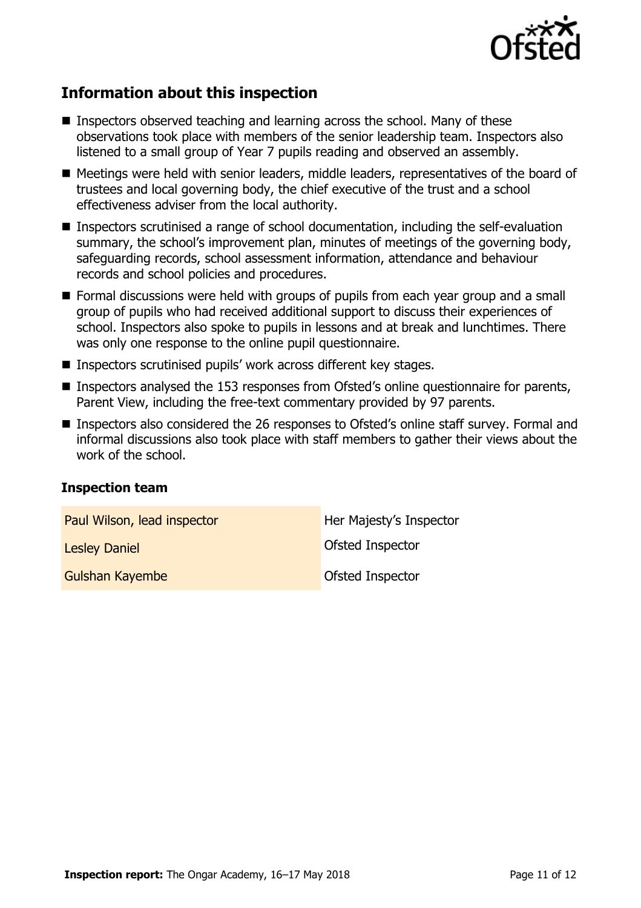## Information about this inspection

- Inspectors observed teaching and learning across the school. Many of these observations took place with members of the senior leadership team. Inspectors also listened to a small group of Year 7 pupils reading and observed an assembly.
- Meetings were held with senior leaders, middle leaders, representatives of the board of trustees and local governing body, the chief executive of the trust and a school effectiveness adviser from the local authority.
- Inspectors scrutinised a range of school documentation, including the self-evaluation summary, the school's improvement plan, minutes of meetings of the governing body, safeguarding records, school assessment information, attendance and behaviour records and school policies and procedures.
- Formal discussions were held with groups of pupils from each year group and a small group of pupils who had received additional support to discuss their experiences of school. Inspectors also spoke to pupils in lessons and at break and lunchtimes. There was only one response to the online pupil questionnaire.
- Inspectors scrutinised pupils' work across different key stages.
- Inspectors analysed the 153 responses from Ofsted's online questionnaire for parents, Parent View, including the free-text commentary provided by 97 parents.
- Inspectors also considered the 26 responses to Ofsted's online staff survey. Formal and informal discussions also took place with staff members to gather their views about the work of the school.

### Inspection team

| | |
|---|---|
| Paul Wilson, lead inspector | Her Majesty's Inspector |
| Lesley Daniel | Ofsted Inspector |
| Gulshan Kayembe | Ofsted Inspector |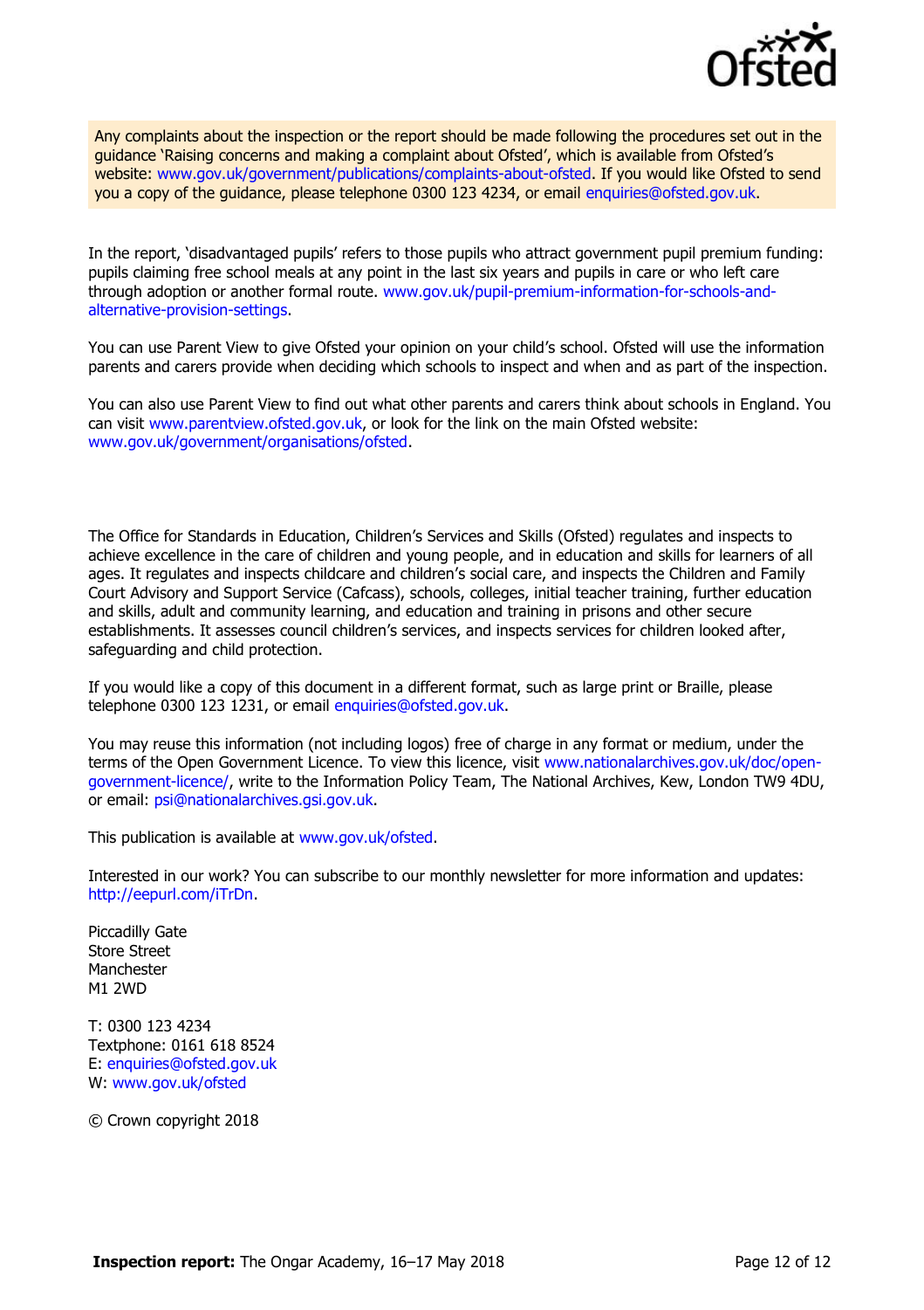Any complaints about the inspection or the report should be made following the procedures set out in the guidance 'Raising concerns and making a complaint about Ofsted', which is available from Ofsted's website: www.gov.uk/government/publications/complaints-about-ofsted. If you would like Ofsted to send you a copy of the guidance, please telephone 0300 123 4234, or email enquiries@ofsted.gov.uk.

In the report, 'disadvantaged pupils' refers to those pupils who attract government pupil premium funding: pupils claiming free school meals at any point in the last six years and pupils in care or who left care through adoption or another formal route. www.gov.uk/pupil-premium-information-for-schools-and-alternative-provision-settings.

You can use Parent View to give Ofsted your opinion on your child's school. Ofsted will use the information parents and carers provide when deciding which schools to inspect and when and as part of the inspection.

You can also use Parent View to find out what other parents and carers think about schools in England. You can visit www.parentview.ofsted.gov.uk, or look for the link on the main Ofsted website: www.gov.uk/government/organisations/ofsted.

The Office for Standards in Education, Children's Services and Skills (Ofsted) regulates and inspects to achieve excellence in the care of children and young people, and in education and skills for learners of all ages. It regulates and inspects childcare and children's social care, and inspects the Children and Family Court Advisory and Support Service (Cafcass), schools, colleges, initial teacher training, further education and skills, adult and community learning, and education and training in prisons and other secure establishments. It assesses council children's services, and inspects services for children looked after, safeguarding and child protection.

If you would like a copy of this document in a different format, such as large print or Braille, please telephone 0300 123 1231, or email enquiries@ofsted.gov.uk.

You may reuse this information (not including logos) free of charge in any format or medium, under the terms of the Open Government Licence. To view this licence, visit www.nationalarchives.gov.uk/doc/open-government-licence/, write to the Information Policy Team, The National Archives, Kew, London TW9 4DU, or email: psi@nationalarchives.gsi.gov.uk.

This publication is available at www.gov.uk/ofsted.

Interested in our work? You can subscribe to our monthly newsletter for more information and updates: http://eepurl.com/iTrDn.

Piccadilly Gate
Store Street
Manchester
M1 2WD

T: 0300 123 4234
Textphone: 0161 618 8524
E: enquiries@ofsted.gov.uk
W: www.gov.uk/ofsted

© Crown copyright 2018